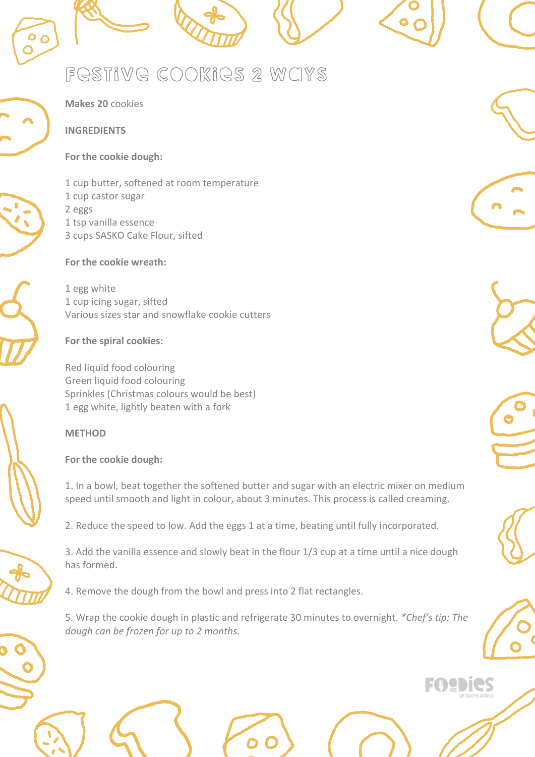# Festive Cookies 2 Ways

**Makes 20** cookies

**INGREDIENTS**

**For the cookie dough:**

1 cup butter, softened at room temperature
1 cup castor sugar
2 eggs
1 tsp vanilla essence
3 cups SASKO Cake Flour, sifted

**For the cookie wreath:**

1 egg white
1 cup icing sugar, sifted
Various sizes star and snowflake cookie cutters

**For the spiral cookies:**

Red liquid food colouring
Green liquid food colouring
Sprinkles (Christmas colours would be best)
1 egg white, lightly beaten with a fork

**METHOD**

**For the cookie dough:**

1. In a bowl, beat together the softened butter and sugar with an electric mixer on medium speed until smooth and light in colour, about 3 minutes. This process is called creaming.

2. Reduce the speed to low. Add the eggs 1 at a time, beating until fully incorporated.

3. Add the vanilla essence and slowly beat in the flour 1/3 cup at a time until a nice dough has formed.

4. Remove the dough from the bowl and press into 2 flat rectangles.

5. Wrap the cookie dough in plastic and refrigerate 30 minutes to overnight. *\*Chef's tip: The dough can be frozen for up to 2 months.*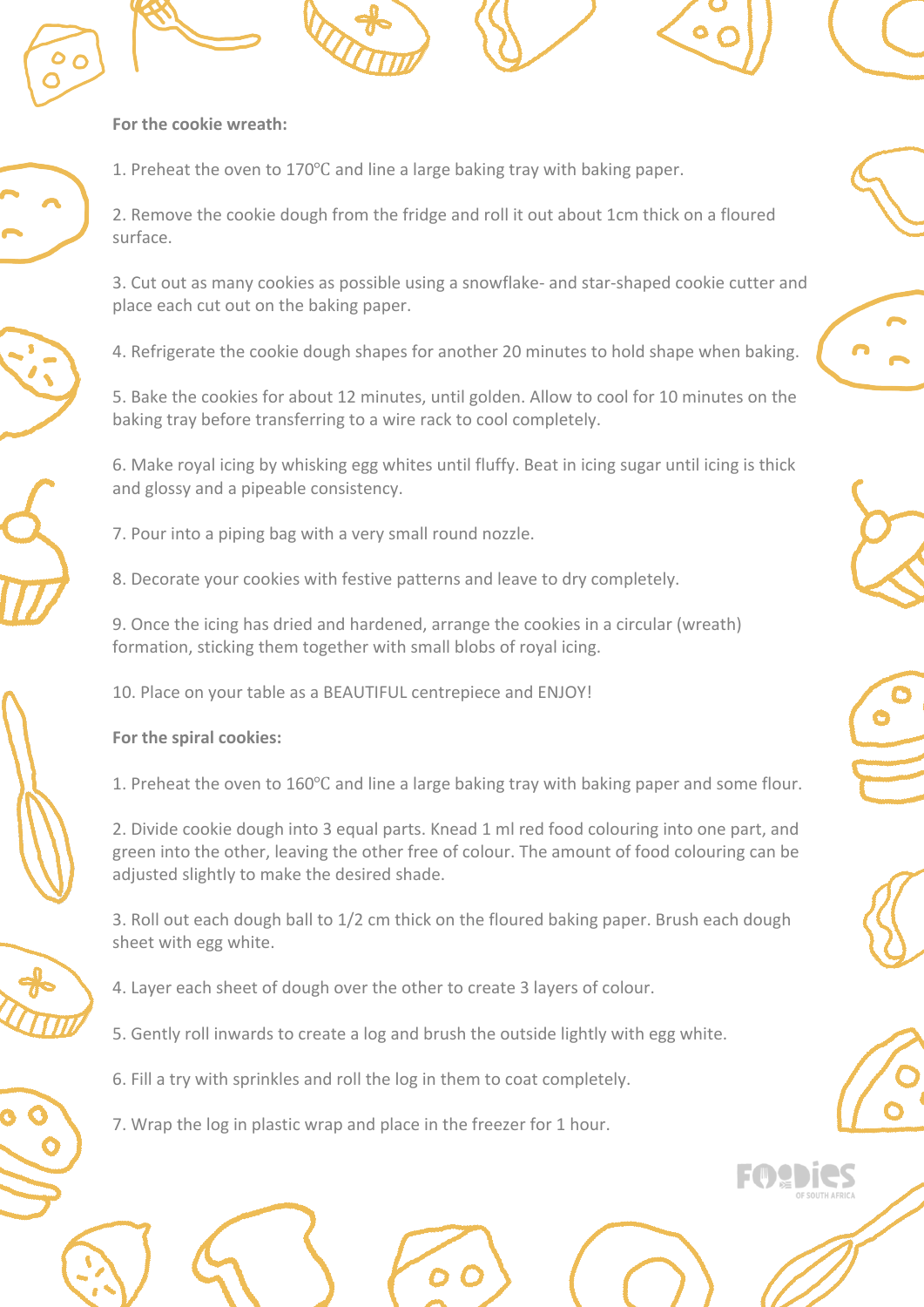**For the cookie wreath:**

1. Preheat the oven to 170℃ and line a large baking tray with baking paper.

2. Remove the cookie dough from the fridge and roll it out about 1cm thick on a floured surface.

3. Cut out as many cookies as possible using a snowflake- and star-shaped cookie cutter and place each cut out on the baking paper.

4. Refrigerate the cookie dough shapes for another 20 minutes to hold shape when baking.

5. Bake the cookies for about 12 minutes, until golden. Allow to cool for 10 minutes on the baking tray before transferring to a wire rack to cool completely.

6. Make royal icing by whisking egg whites until fluffy. Beat in icing sugar until icing is thick and glossy and a pipeable consistency.

7. Pour into a piping bag with a very small round nozzle.

8. Decorate your cookies with festive patterns and leave to dry completely.

9. Once the icing has dried and hardened, arrange the cookies in a circular (wreath) formation, sticking them together with small blobs of royal icing.

10. Place on your table as a BEAUTIFUL centrepiece and ENJOY!

**For the spiral cookies:**

1. Preheat the oven to 160℃ and line a large baking tray with baking paper and some flour.

2. Divide cookie dough into 3 equal parts. Knead 1 ml red food colouring into one part, and green into the other, leaving the other free of colour. The amount of food colouring can be adjusted slightly to make the desired shade.

3. Roll out each dough ball to 1/2 cm thick on the floured baking paper. Brush each dough sheet with egg white.

4. Layer each sheet of dough over the other to create 3 layers of colour.

5. Gently roll inwards to create a log and brush the outside lightly with egg white.

6. Fill a try with sprinkles and roll the log in them to coat completely.

7. Wrap the log in plastic wrap and place in the freezer for 1 hour.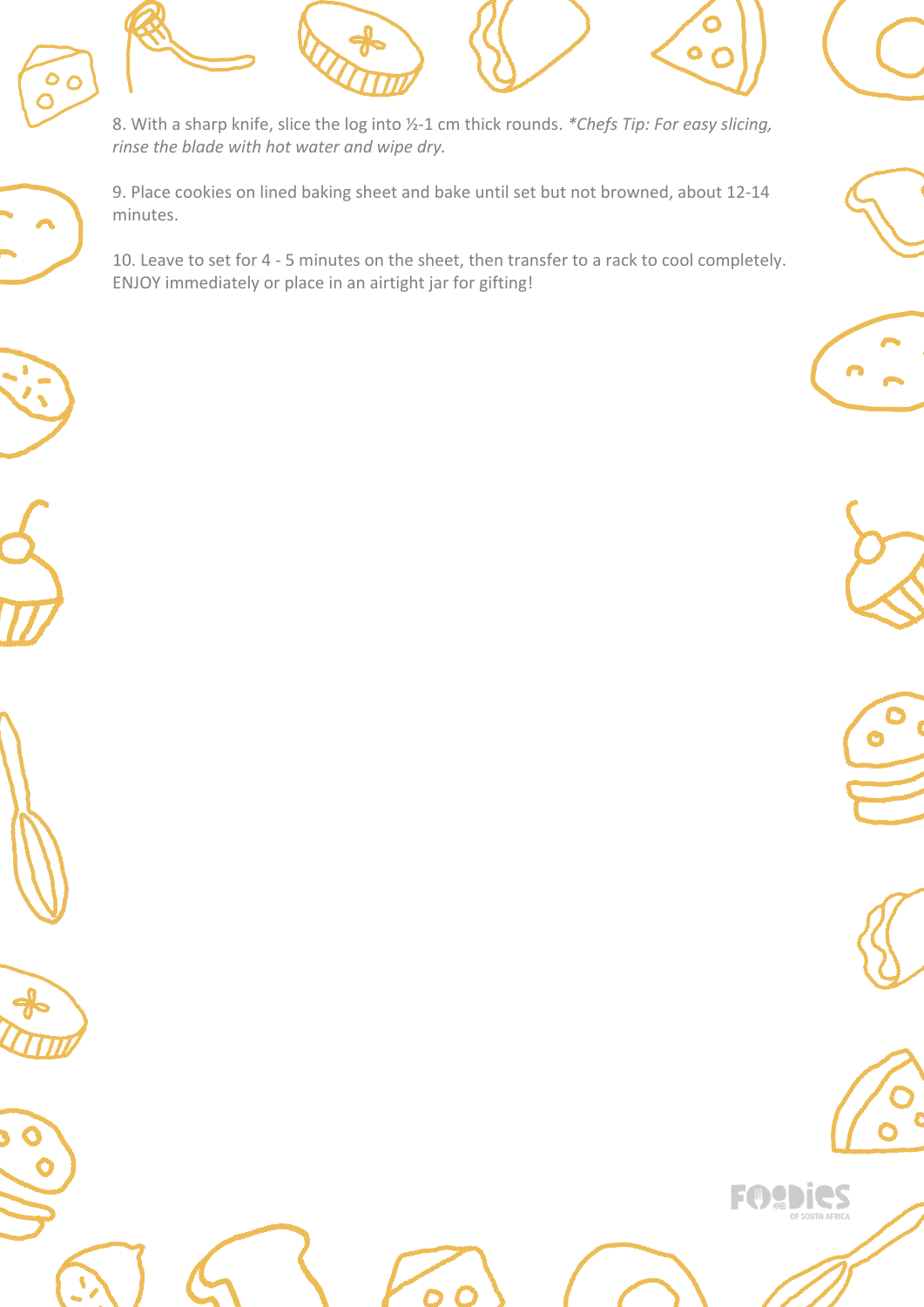8. With a sharp knife, slice the log into ½-1 cm thick rounds. *\*Chefs Tip: For easy slicing, rinse the blade with hot water and wipe dry.*

9. Place cookies on lined baking sheet and bake until set but not browned, about 12-14 minutes.

10. Leave to set for 4 - 5 minutes on the sheet, then transfer to a rack to cool completely. ENJOY immediately or place in an airtight jar for gifting!